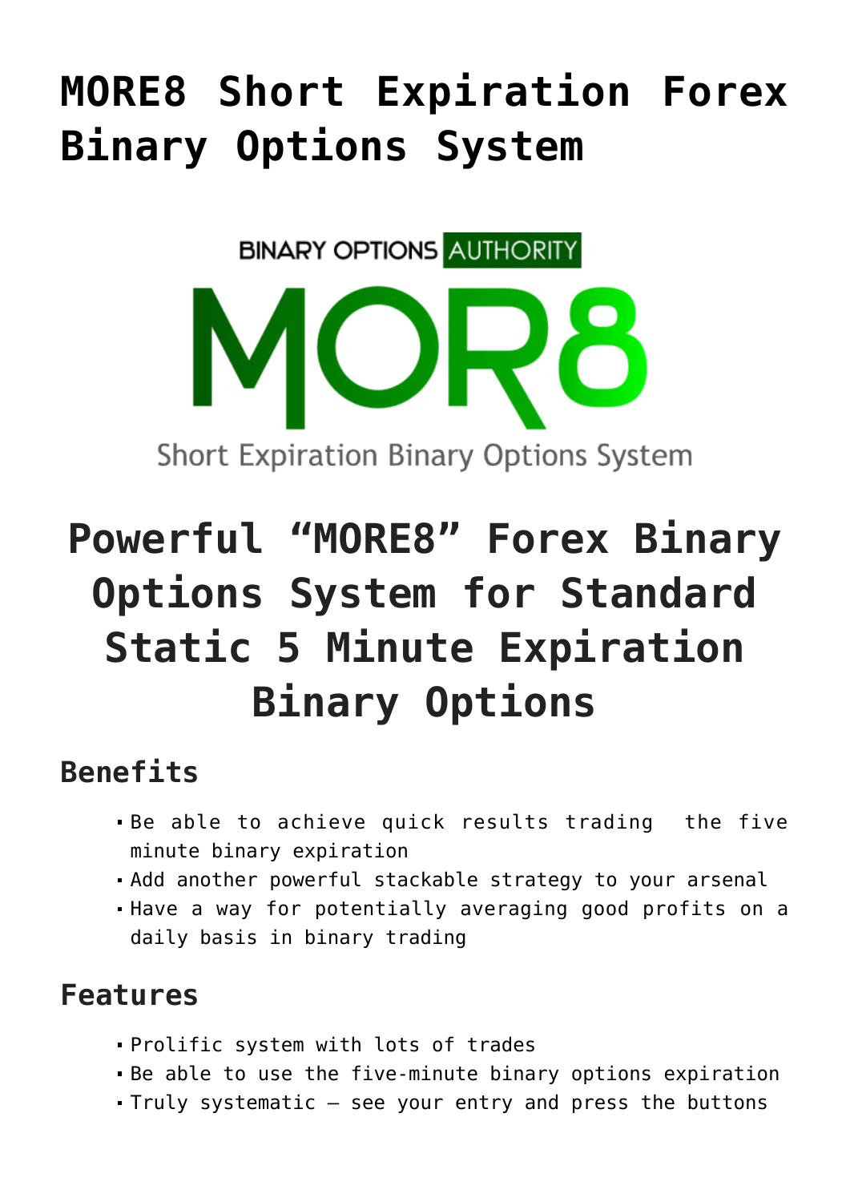# MORE8 Short Expiration Forex Binary Options System

## Powerful "MORE8" Forex Binary Options System for Standard Static 5 Minute Expiration Binary Options

### Benefits

- Be able to achieve quick results trading the five minute binary expiration
- Add another powerful stackable strategy to your arsenal
- Have a way for potentially averaging good profits on a daily basis in binary trading

### Features

- Prolific system with lots of trades
- Be able to use the five-minute binary options expiration
- Truly systematic – see your entry and press the buttons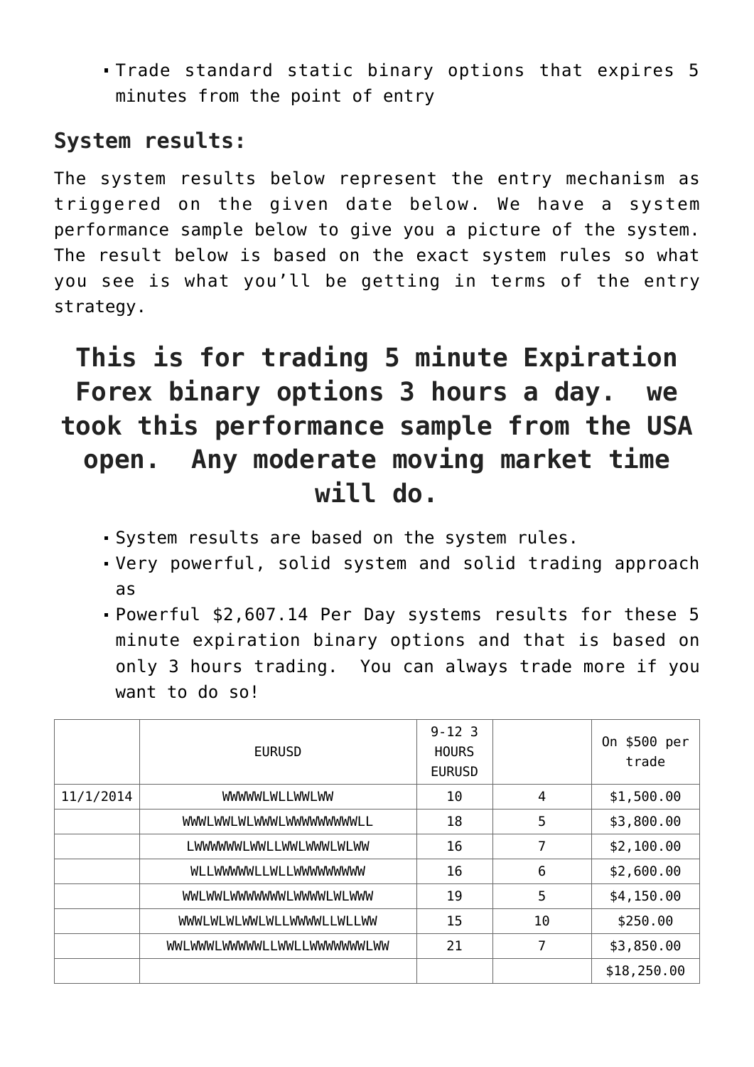- Trade standard static binary options that expires 5 minutes from the point of entry

## System results:

The system results below represent the entry mechanism as triggered on the given date below. We have a system performance sample below to give you a picture of the system. The result below is based on the exact system rules so what you see is what you'll be getting in terms of the entry strategy.

## This is for trading 5 minute Expiration Forex binary options 3 hours a day. we took this performance sample from the USA open. Any moderate moving market time will do.

- System results are based on the system rules.
- Very powerful, solid system and solid trading approach as
- Powerful $2,607.14 Per Day systems results for these 5 minute expiration binary options and that is based on only 3 hours trading. You can always trade more if you want to do so!

| | EURUSD | 9-12 3 HOURS EURUSD | | On $500 per trade |
|---|---|---|---|---|
| 11/1/2014 | WWWWWLWLLWWLWW | 10 | 4 | $1,500.00 |
| | WWWLWWLWLWWWLWWWWWWWWWLL | 18 | 5 | $3,800.00 |
| | LWWWWWWLWWLLWWLWWWLWLWW | 16 | 7 | $2,100.00 |
| | WLLWWWWWLLWLLWWWWWWWWW | 16 | 6 | $2,600.00 |
| | WWLWWLWWWWWWWLWWWWLWLWWW | 19 | 5 | $4,150.00 |
| | WWWLWLWLWWLWLLWWWWLLWLLWW | 15 | 10 | $250.00 |
| | WWLWWWLWWWWWLLWWLLWWWWWWWLWW | 21 | 7 | $3,850.00 |
| | | | | $18,250.00 |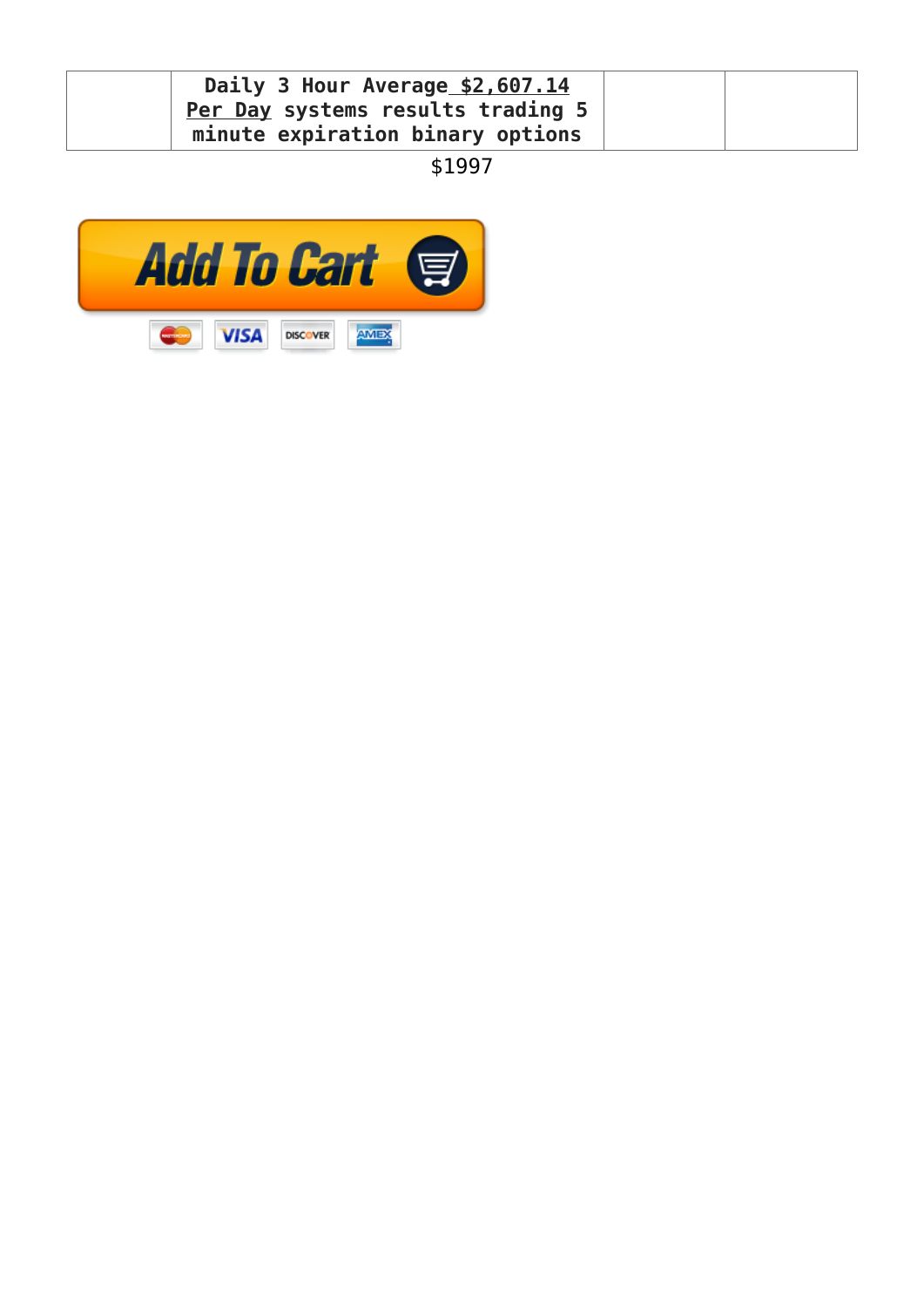| | | | |
|---|---|---|---|
| | **Daily 3 Hour Average <u>$2,607.14</u> <u>Per Day</u> systems results trading 5 minute expiration binary options** | | |

$1997